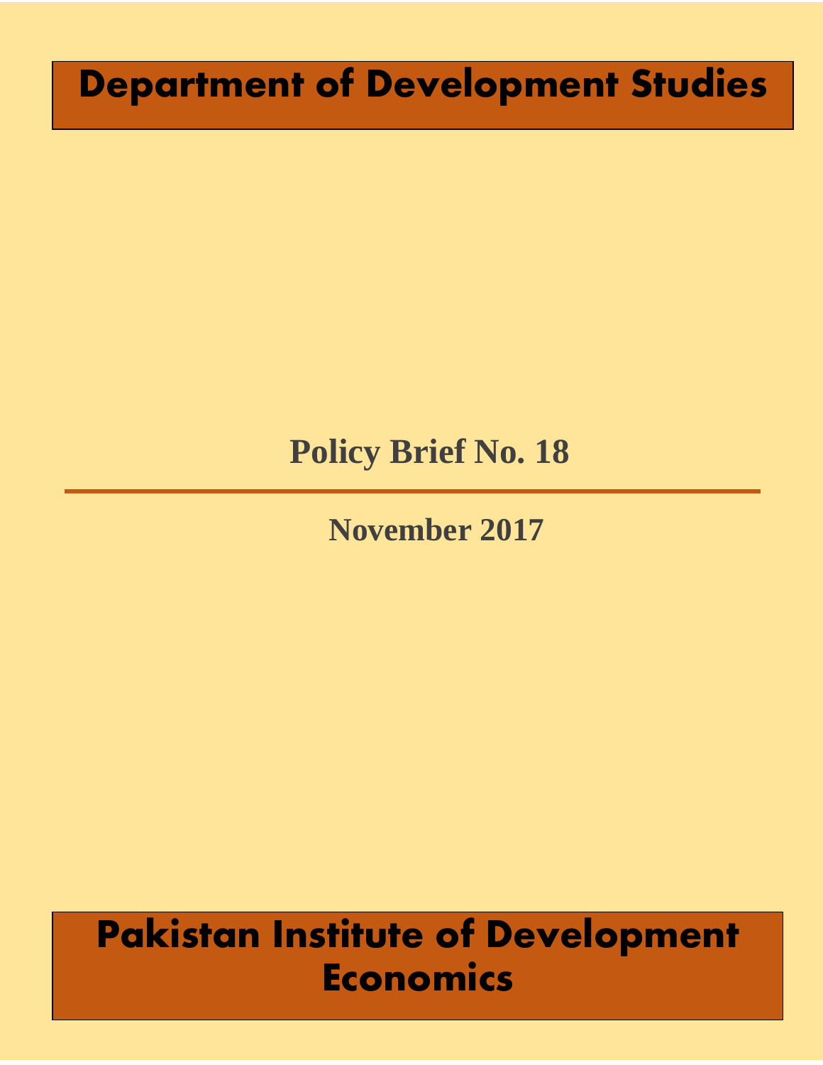# Department of Development Studies

## Policy Brief No. 18

November 2017

# Pakistan Institute of Development Economics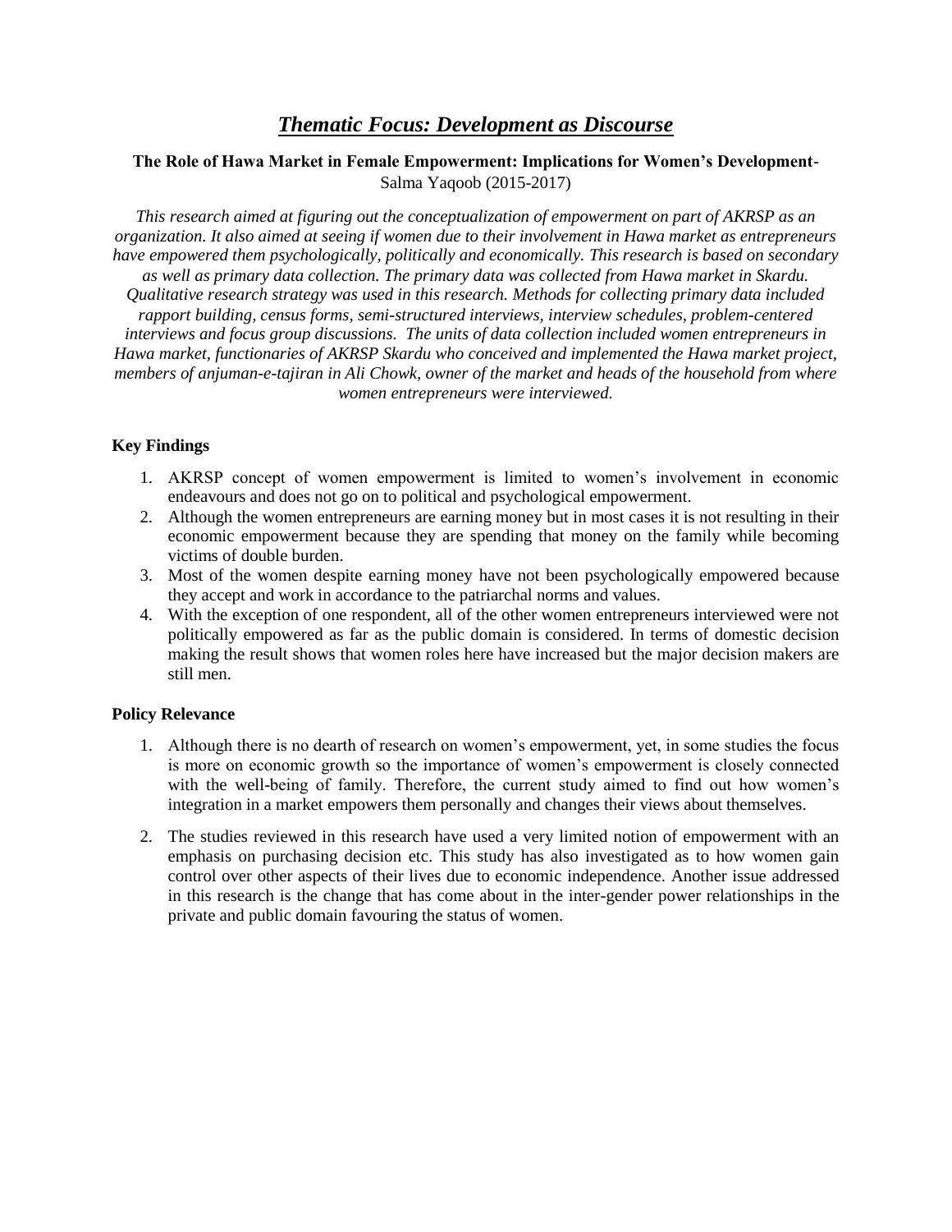# *Thematic Focus: Development as Discourse*

**The Role of Hawa Market in Female Empowerment: Implications for Women's Development**- Salma Yaqoob (2015-2017)

*This research aimed at figuring out the conceptualization of empowerment on part of AKRSP as an organization. It also aimed at seeing if women due to their involvement in Hawa market as entrepreneurs have empowered them psychologically, politically and economically. This research is based on secondary as well as primary data collection. The primary data was collected from Hawa market in Skardu. Qualitative research strategy was used in this research. Methods for collecting primary data included rapport building, census forms, semi-structured interviews, interview schedules, problem-centered interviews and focus group discussions. The units of data collection included women entrepreneurs in Hawa market, functionaries of AKRSP Skardu who conceived and implemented the Hawa market project, members of anjuman-e-tajiran in Ali Chowk, owner of the market and heads of the household from where women entrepreneurs were interviewed.*

### Key Findings

1. AKRSP concept of women empowerment is limited to women's involvement in economic endeavours and does not go on to political and psychological empowerment.
2. Although the women entrepreneurs are earning money but in most cases it is not resulting in their economic empowerment because they are spending that money on the family while becoming victims of double burden.
3. Most of the women despite earning money have not been psychologically empowered because they accept and work in accordance to the patriarchal norms and values.
4. With the exception of one respondent, all of the other women entrepreneurs interviewed were not politically empowered as far as the public domain is considered. In terms of domestic decision making the result shows that women roles here have increased but the major decision makers are still men.

### Policy Relevance

1. Although there is no dearth of research on women's empowerment, yet, in some studies the focus is more on economic growth so the importance of women's empowerment is closely connected with the well-being of family. Therefore, the current study aimed to find out how women's integration in a market empowers them personally and changes their views about themselves.

2. The studies reviewed in this research have used a very limited notion of empowerment with an emphasis on purchasing decision etc. This study has also investigated as to how women gain control over other aspects of their lives due to economic independence. Another issue addressed in this research is the change that has come about in the inter-gender power relationships in the private and public domain favouring the status of women.